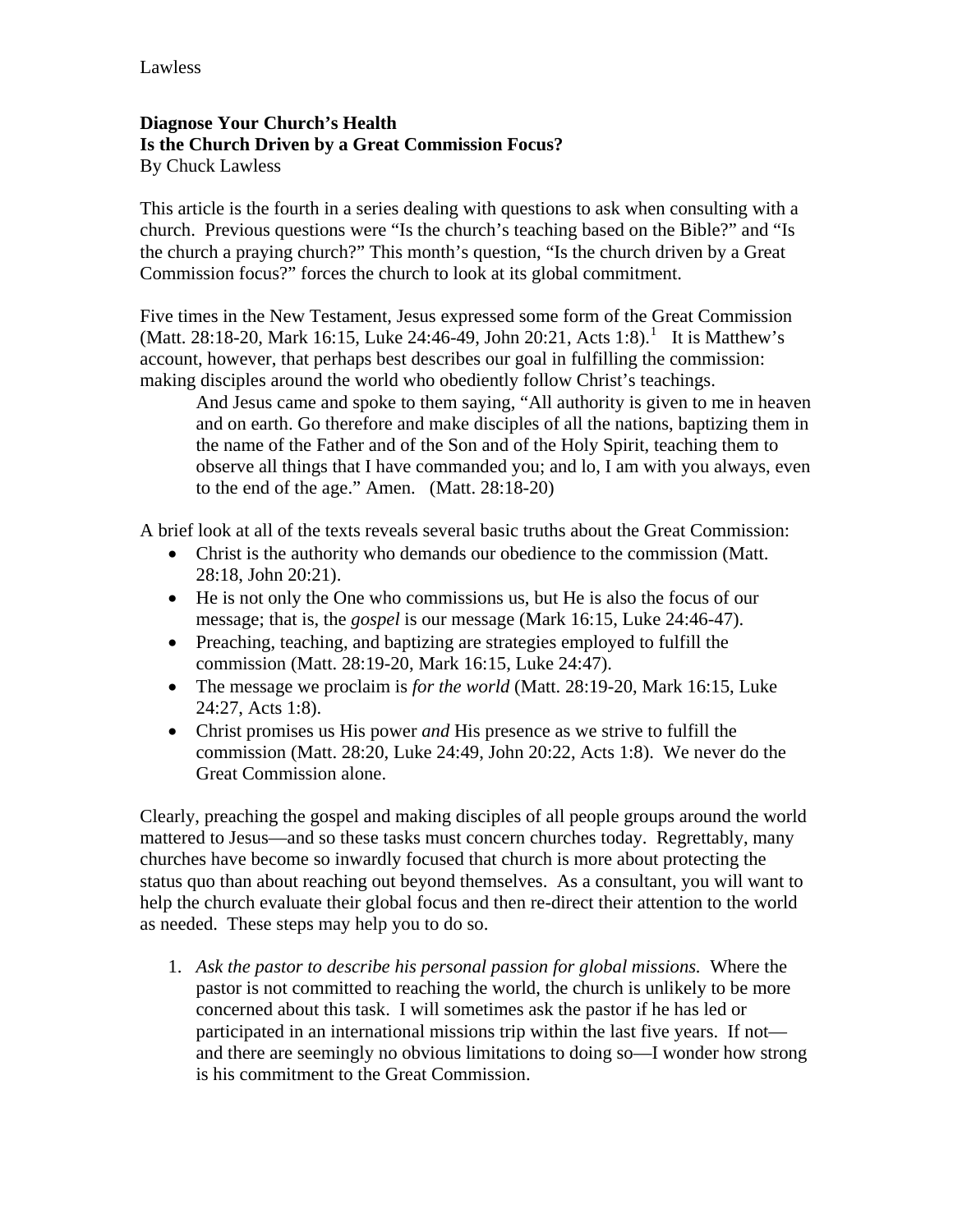**Diagnose Your Church's Health**
**Is the Church Driven by a Great Commission Focus?**
By Chuck Lawless

This article is the fourth in a series dealing with questions to ask when consulting with a church. Previous questions were "Is the church's teaching based on the Bible?" and "Is the church a praying church?" This month's question, "Is the church driven by a Great Commission focus?" forces the church to look at its global commitment.

Five times in the New Testament, Jesus expressed some form of the Great Commission (Matt. 28:18-20, Mark 16:15, Luke 24:46-49, John 20:21, Acts 1:8).[1] It is Matthew's account, however, that perhaps best describes our goal in fulfilling the commission: making disciples around the world who obediently follow Christ's teachings.

> And Jesus came and spoke to them saying, "All authority is given to me in heaven and on earth. Go therefore and make disciples of all the nations, baptizing them in the name of the Father and of the Son and of the Holy Spirit, teaching them to observe all things that I have commanded you; and lo, I am with you always, even to the end of the age." Amen. (Matt. 28:18-20)

A brief look at all of the texts reveals several basic truths about the Great Commission:

- Christ is the authority who demands our obedience to the commission (Matt. 28:18, John 20:21).
- He is not only the One who commissions us, but He is also the focus of our message; that is, the *gospel* is our message (Mark 16:15, Luke 24:46-47).
- Preaching, teaching, and baptizing are strategies employed to fulfill the commission (Matt. 28:19-20, Mark 16:15, Luke 24:47).
- The message we proclaim is *for the world* (Matt. 28:19-20, Mark 16:15, Luke 24:27, Acts 1:8).
- Christ promises us His power *and* His presence as we strive to fulfill the commission (Matt. 28:20, Luke 24:49, John 20:22, Acts 1:8). We never do the Great Commission alone.

Clearly, preaching the gospel and making disciples of all people groups around the world mattered to Jesus—and so these tasks must concern churches today. Regrettably, many churches have become so inwardly focused that church is more about protecting the status quo than about reaching out beyond themselves. As a consultant, you will want to help the church evaluate their global focus and then re-direct their attention to the world as needed. These steps may help you to do so.

1. *Ask the pastor to describe his personal passion for global missions.* Where the pastor is not committed to reaching the world, the church is unlikely to be more concerned about this task. I will sometimes ask the pastor if he has led or participated in an international missions trip within the last five years. If not—and there are seemingly no obvious limitations to doing so—I wonder how strong is his commitment to the Great Commission.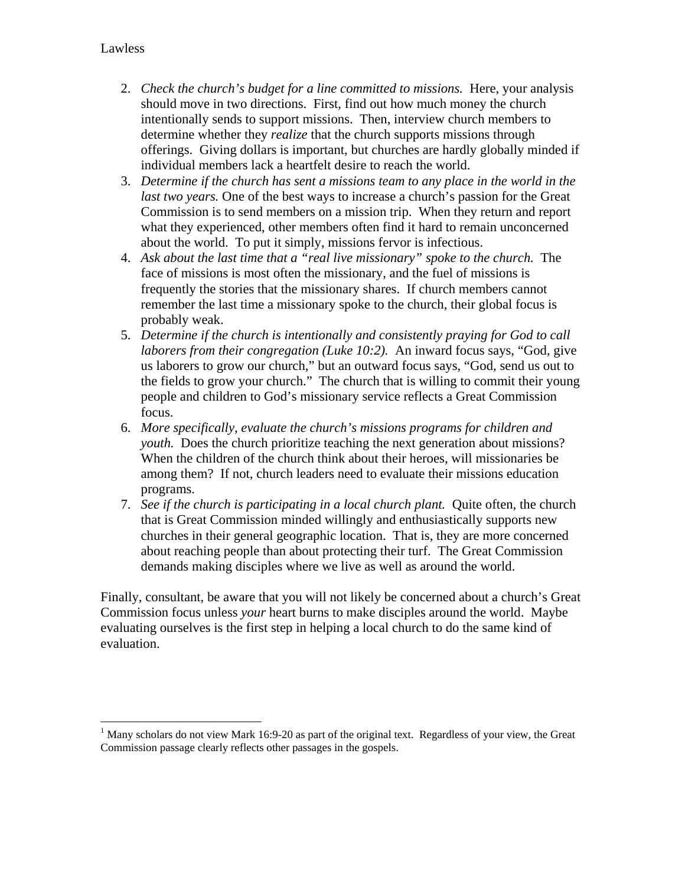2. *Check the church's budget for a line committed to missions.* Here, your analysis should move in two directions. First, find out how much money the church intentionally sends to support missions. Then, interview church members to determine whether they *realize* that the church supports missions through offerings. Giving dollars is important, but churches are hardly globally minded if individual members lack a heartfelt desire to reach the world.
3. *Determine if the church has sent a missions team to any place in the world in the last two years.* One of the best ways to increase a church's passion for the Great Commission is to send members on a mission trip. When they return and report what they experienced, other members often find it hard to remain unconcerned about the world. To put it simply, missions fervor is infectious.
4. *Ask about the last time that a "real live missionary" spoke to the church.* The face of missions is most often the missionary, and the fuel of missions is frequently the stories that the missionary shares. If church members cannot remember the last time a missionary spoke to the church, their global focus is probably weak.
5. *Determine if the church is intentionally and consistently praying for God to call laborers from their congregation (Luke 10:2).* An inward focus says, "God, give us laborers to grow our church," but an outward focus says, "God, send us out to the fields to grow your church." The church that is willing to commit their young people and children to God's missionary service reflects a Great Commission focus.
6. *More specifically, evaluate the church's missions programs for children and youth.* Does the church prioritize teaching the next generation about missions? When the children of the church think about their heroes, will missionaries be among them? If not, church leaders need to evaluate their missions education programs.
7. *See if the church is participating in a local church plant.* Quite often, the church that is Great Commission minded willingly and enthusiastically supports new churches in their general geographic location. That is, they are more concerned about reaching people than about protecting their turf. The Great Commission demands making disciples where we live as well as around the world.

Finally, consultant, be aware that you will not likely be concerned about a church's Great Commission focus unless *your* heart burns to make disciples around the world. Maybe evaluating ourselves is the first step in helping a local church to do the same kind of evaluation.

---

[1] Many scholars do not view Mark 16:9-20 as part of the original text. Regardless of your view, the Great Commission passage clearly reflects other passages in the gospels.